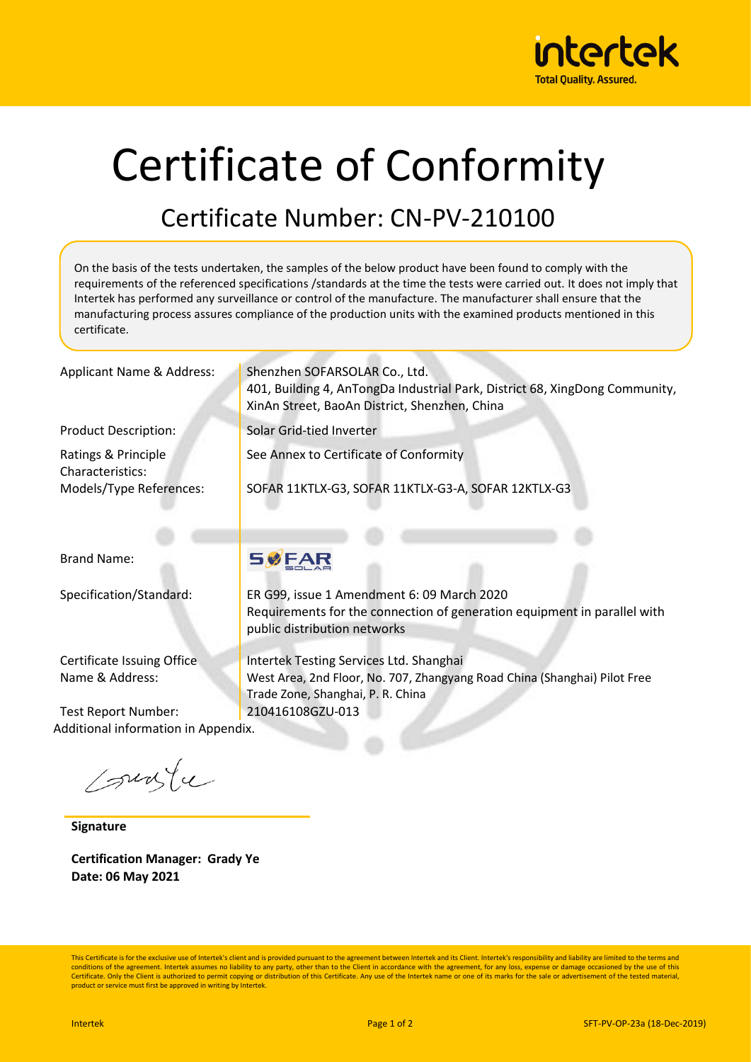# Certificate of Conformity

## Certificate Number: CN-PV-210100

On the basis of the tests undertaken, the samples of the below product have been found to comply with the requirements of the referenced specifications /standards at the time the tests were carried out. It does not imply that Intertek has performed any surveillance or control of the manufacture. The manufacturer shall ensure that the manufacturing process assures compliance of the production units with the examined products mentioned in this certificate.

| | |
|---|---|
| Applicant Name & Address: | Shenzhen SOFARSOLAR Co., Ltd.<br>401, Building 4, AnTongDa Industrial Park, District 68, XingDong Community, XinAn Street, BaoAn District, Shenzhen, China |
| Product Description: | Solar Grid-tied Inverter |
| Ratings & Principle Characteristics: | See Annex to Certificate of Conformity |
| Models/Type References: | SOFAR 11KTLX-G3, SOFAR 11KTLX-G3-A, SOFAR 12KTLX-G3 |
| Brand Name: | SOFAR SOLAR |
| Specification/Standard: | ER G99, issue 1 Amendment 6: 09 March 2020<br>Requirements for the connection of generation equipment in parallel with public distribution networks |
| Certificate Issuing Office Name & Address: | Intertek Testing Services Ltd. Shanghai<br>West Area, 2nd Floor, No. 707, Zhangyang Road China (Shanghai) Pilot Free Trade Zone, Shanghai, P. R. China |
| Test Report Number: | 210416108GZU-013 |

Additional information in Appendix.

**Signature**

**Certification Manager: Grady Ye**
**Date: 06 May 2021**

This Certificate is for the exclusive use of Intertek's client and is provided pursuant to the agreement between Intertek and its Client. Intertek's responsibility and liability are limited to the terms and conditions of the agreement. Intertek assumes no liability to any party, other than to the Client in accordance with the agreement, for any loss, expense or damage occasioned by the use of this Certificate. Only the Client is authorized to permit copying or distribution of this Certificate. Any use of the Intertek name or one of its marks for the sale or advertisement of the tested material, product or service must first be approved in writing by Intertek.

SFT-PV-OP-23a (18-Dec-2019)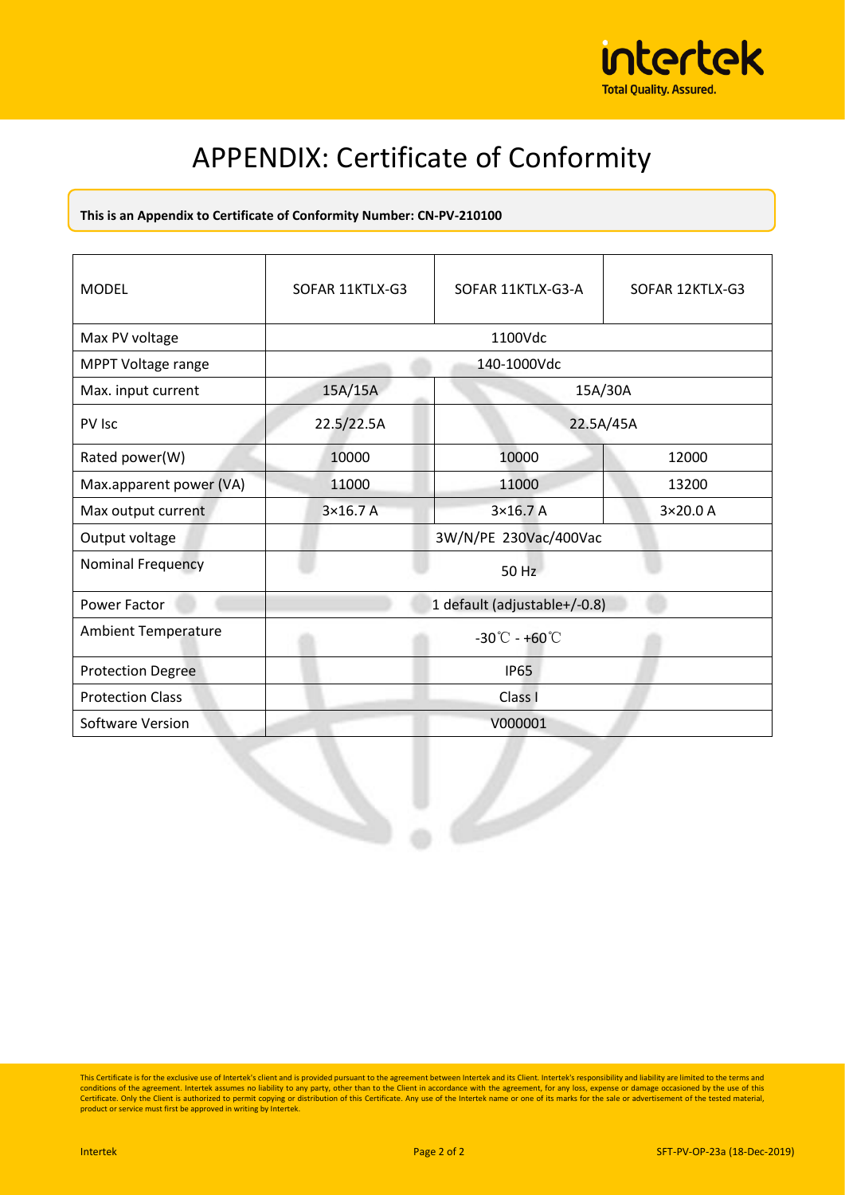# APPENDIX: Certificate of Conformity

**This is an Appendix to Certificate of Conformity Number: CN-PV-210100**

| MODEL | SOFAR 11KTLX-G3 | SOFAR 11KTLX-G3-A | SOFAR 12KTLX-G3 |
|---|---|---|---|
| Max PV voltage | 1100Vdc | | |
| MPPT Voltage range | 140-1000Vdc | | |
| Max. input current | 15A/15A | 15A/30A | |
| PV Isc | 22.5/22.5A | 22.5A/45A | |
| Rated power(W) | 10000 | 10000 | 12000 |
| Max.apparent power (VA) | 11000 | 11000 | 13200 |
| Max output current | 3×16.7 A | 3×16.7 A | 3×20.0 A |
| Output voltage | 3W/N/PE 230Vac/400Vac | | |
| Nominal Frequency | 50 Hz | | |
| Power Factor | 1 default (adjustable+/-0.8) | | |
| Ambient Temperature | -30℃ - +60℃ | | |
| Protection Degree | IP65 | | |
| Protection Class | Class I | | |
| Software Version | V000001 | | |

This Certificate is for the exclusive use of Intertek's client and is provided pursuant to the agreement between Intertek and its Client. Intertek's responsibility and liability are limited to the terms and conditions of the agreement. Intertek assumes no liability to any party, other than to the Client in accordance with the agreement, for any loss, expense or damage occasioned by the use of this Certificate. Only the Client is authorized to permit copying or distribution of this Certificate. Any use of the Intertek name or one of its marks for the sale or advertisement of the tested material, product or service must first be approved in writing by Intertek.

SFT-PV-OP-23a (18-Dec-2019)